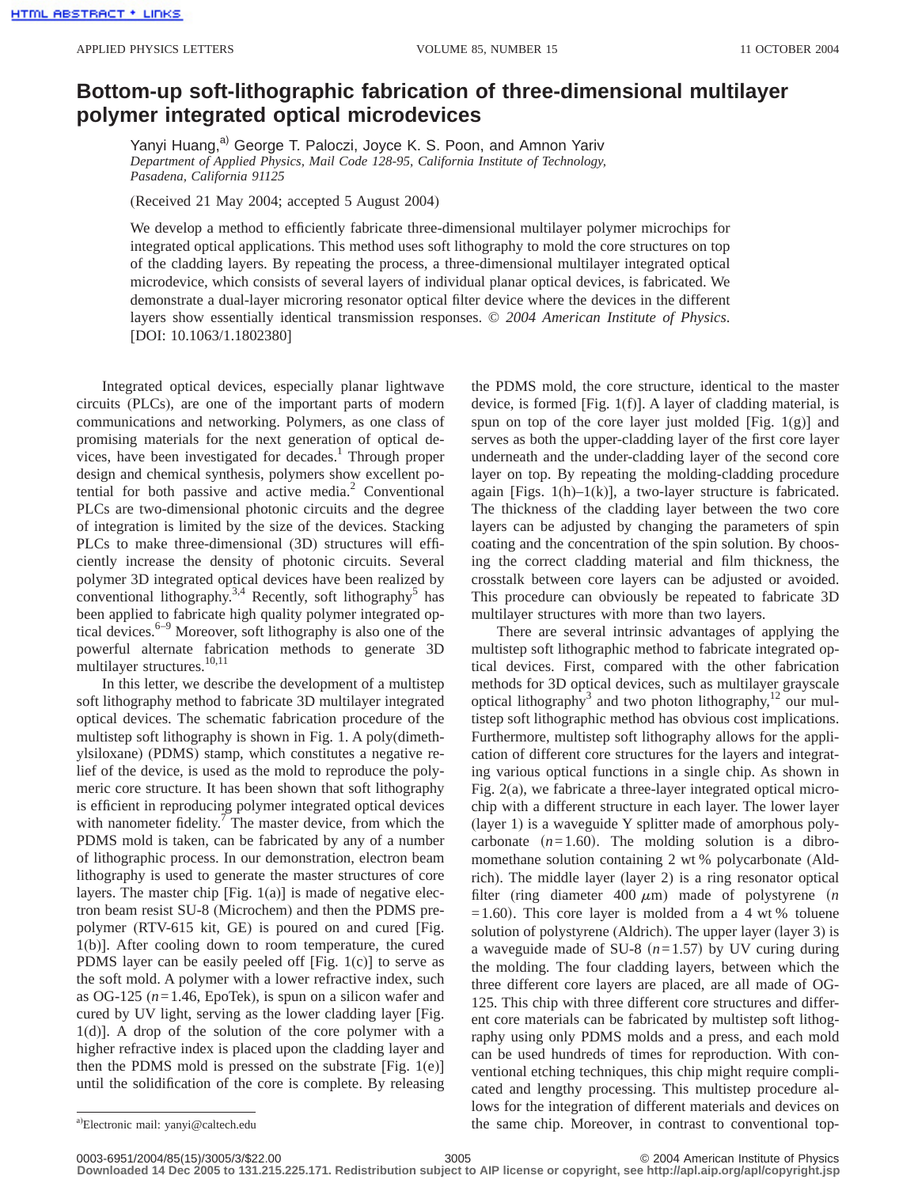# Bottom-up soft-lithographic fabrication of three-dimensional multilayer polymer integrated optical microdevices

Yanyi Huang,[a] George T. Paloczi, Joyce K. S. Poon, and Amnon Yariv

*Department of Applied Physics, Mail Code 128-95, California Institute of Technology, Pasadena, California 91125*

(Received 21 May 2004; accepted 5 August 2004)

We develop a method to efficiently fabricate three-dimensional multilayer polymer microchips for integrated optical applications. This method uses soft lithography to mold the core structures on top of the cladding layers. By repeating the process, a three-dimensional multilayer integrated optical microdevice, which consists of several layers of individual planar optical devices, is fabricated. We demonstrate a dual-layer microring resonator optical filter device where the devices in the different layers show essentially identical transmission responses. © *2004 American Institute of Physics*. [DOI: 10.1063/1.1802380]

Integrated optical devices, especially planar lightwave circuits (PLCs), are one of the important parts of modern communications and networking. Polymers, as one class of promising materials for the next generation of optical devices, have been investigated for decades.[1] Through proper design and chemical synthesis, polymers show excellent potential for both passive and active media.[2] Conventional PLCs are two-dimensional photonic circuits and the degree of integration is limited by the size of the devices. Stacking PLCs to make three-dimensional (3D) structures will efficiently increase the density of photonic circuits. Several polymer 3D integrated optical devices have been realized by conventional lithography.[3,4] Recently, soft lithography[5] has been applied to fabricate high quality polymer integrated optical devices.[6–9] Moreover, soft lithography is also one of the powerful alternate fabrication methods to generate 3D multilayer structures.[10,11]

In this letter, we describe the development of a multistep soft lithography method to fabricate 3D multilayer integrated optical devices. The schematic fabrication procedure of the multistep soft lithography is shown in Fig. 1. A poly(dimethylsiloxane) (PDMS) stamp, which constitutes a negative relief of the device, is used as the mold to reproduce the polymeric core structure. It has been shown that soft lithography is efficient in reproducing polymer integrated optical devices with nanometer fidelity.[7] The master device, from which the PDMS mold is taken, can be fabricated by any of a number of lithographic process. In our demonstration, electron beam lithography is used to generate the master structures of core layers. The master chip [Fig. 1(a)] is made of negative electron beam resist SU-8 (Microchem) and then the PDMS prepolymer (RTV-615 kit, GE) is poured on and cured [Fig. 1(b)]. After cooling down to room temperature, the cured PDMS layer can be easily peeled off [Fig. 1(c)] to serve as the soft mold. A polymer with a lower refractive index, such as OG-125 ($n=1.46$, EpoTek), is spun on a silicon wafer and cured by UV light, serving as the lower cladding layer [Fig. 1(d)]. A drop of the solution of the core polymer with a higher refractive index is placed upon the cladding layer and then the PDMS mold is pressed on the substrate [Fig. 1(e)] until the solidification of the core is complete. By releasing the PDMS mold, the core structure, identical to the master device, is formed [Fig. 1(f)]. A layer of cladding material, is spun on top of the core layer just molded [Fig. 1(g)] and serves as both the upper-cladding layer of the first core layer underneath and the under-cladding layer of the second core layer on top. By repeating the molding-cladding procedure again [Figs. 1(h)–1(k)], a two-layer structure is fabricated. The thickness of the cladding layer between the two core layers can be adjusted by changing the parameters of spin coating and the concentration of the spin solution. By choosing the correct cladding material and film thickness, the crosstalk between core layers can be adjusted or avoided. This procedure can obviously be repeated to fabricate 3D multilayer structures with more than two layers.

There are several intrinsic advantages of applying the multistep soft lithographic method to fabricate integrated optical devices. First, compared with the other fabrication methods for 3D optical devices, such as multilayer grayscale optical lithography[3] and two photon lithography,[12] our multistep soft lithographic method has obvious cost implications. Furthermore, multistep soft lithography allows for the application of different core structures for the layers and integrating various optical functions in a single chip. As shown in Fig. 2(a), we fabricate a three-layer integrated optical microchip with a different structure in each layer. The lower layer (layer 1) is a waveguide Y splitter made of amorphous polycarbonate ($n=1.60$). The molding solution is a dibromomethane solution containing 2 wt % polycarbonate (Aldrich). The middle layer (layer 2) is a ring resonator optical filter (ring diameter 400 $\mu$m) made of polystyrene ($n=1.60$). This core layer is molded from a 4 wt % toluene solution of polystyrene (Aldrich). The upper layer (layer 3) is a waveguide made of SU-8 ($n=1.57$) by UV curing during the molding. The four cladding layers, between which the three different core layers are placed, are all made of OG-125. This chip with three different core structures and different core materials can be fabricated by multistep soft lithography using only PDMS molds and a press, and each mold can be used hundreds of times for reproduction. With conventional etching techniques, this chip might require complicated and lengthy processing. This multistep procedure allows for the integration of different materials and devices on the same chip. Moreover, in contrast to conventional top-

[a]Electronic mail: yanyi@caltech.edu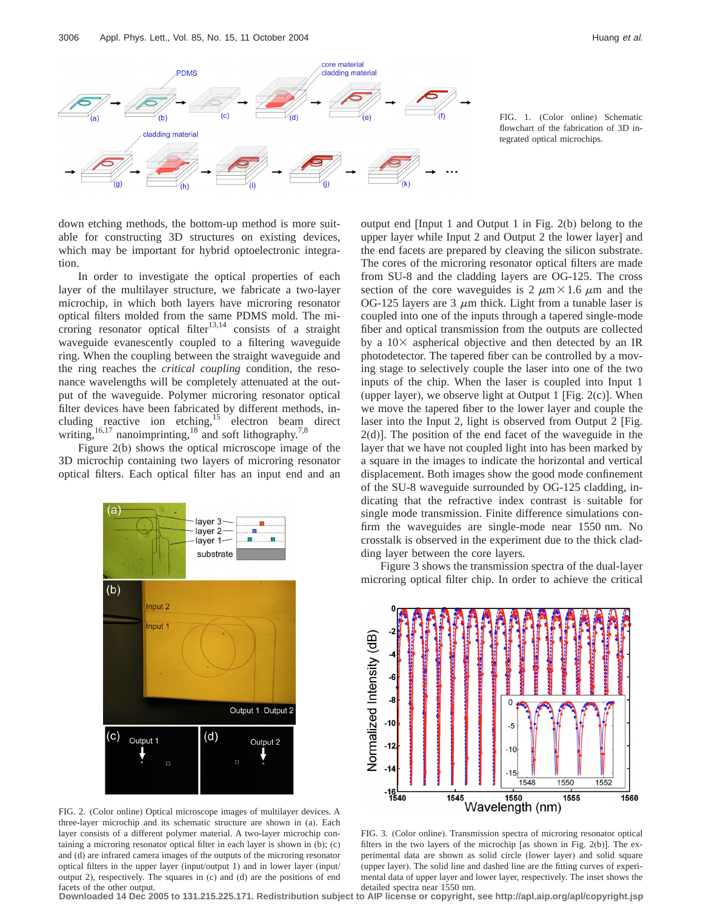FIG. 1. (Color online) Schematic flowchart of the fabrication of 3D integrated optical microchips.

down etching methods, the bottom-up method is more suitable for constructing 3D structures on existing devices, which may be important for hybrid optoelectronic integration.

In order to investigate the optical properties of each layer of the multilayer structure, we fabricate a two-layer microchip, in which both layers have microring resonator optical filters molded from the same PDMS mold. The microring resonator optical filter[13,14] consists of a straight waveguide evanescently coupled to a filtering waveguide ring. When the coupling between the straight waveguide and the ring reaches the *critical coupling* condition, the resonance wavelengths will be completely attenuated at the output of the waveguide. Polymer microring resonator optical filter devices have been fabricated by different methods, including reactive ion etching,[15] electron beam direct writing,[16,17] nanoimprinting,[18] and soft lithography.[7,8]

Figure 2(b) shows the optical microscope image of the 3D microchip containing two layers of microring resonator optical filters. Each optical filter has an input end and an output end [Input 1 and Output 1 in Fig. 2(b) belong to the upper layer while Input 2 and Output 2 the lower layer] and the end facets are prepared by cleaving the silicon substrate. The cores of the microring resonator optical filters are made from SU-8 and the cladding layers are OG-125. The cross section of the core waveguides is 2 $\mu$m $\times$ 1.6 $\mu$m and the OG-125 layers are 3 $\mu$m thick. Light from a tunable laser is coupled into one of the inputs through a tapered single-mode fiber and optical transmission from the outputs are collected by a 10$\times$ aspherical objective and then detected by an IR photodetector. The tapered fiber can be controlled by a moving stage to selectively couple the laser into one of the two inputs of the chip. When the laser is coupled into Input 1 (upper layer), we observe light at Output 1 [Fig. 2(c)]. When we move the tapered fiber to the lower layer and couple the laser into the Input 2, light is observed from Output 2 [Fig. 2(d)]. The position of the end facet of the waveguide in the layer that we have not coupled light into has been marked by a square in the images to indicate the horizontal and vertical displacement. Both images show the good mode confinement of the SU-8 waveguide surrounded by OG-125 cladding, indicating that the refractive index contrast is suitable for single mode transmission. Finite difference simulations confirm the waveguides are single-mode near 1550 nm. No crosstalk is observed in the experiment due to the thick cladding layer between the core layers.

Figure 3 shows the transmission spectra of the dual-layer microring optical filter chip. In order to achieve the critical

FIG. 2. (Color online) Optical microscope images of multilayer devices. A three-layer microchip and its schematic structure are shown in (a). Each layer consists of a different polymer material. A two-layer microchip containing a microring resonator optical filter in each layer is shown in (b); (c) and (d) are infrared camera images of the outputs of the microring resonator optical filters in the upper layer (input/output 1) and in lower layer (input/output 2), respectively. The squares in (c) and (d) are the positions of end facets of the other output.

FIG. 3. (Color online). Transmission spectra of microring resonator optical filters in the two layers of the microchip [as shown in Fig. 2(b)]. The experimental data are shown as solid circle (lower layer) and solid square (upper layer). The solid line and dashed line are the fitting curves of experimental data of upper layer and lower layer, respectively. The inset shows the detailed spectra near 1550 nm.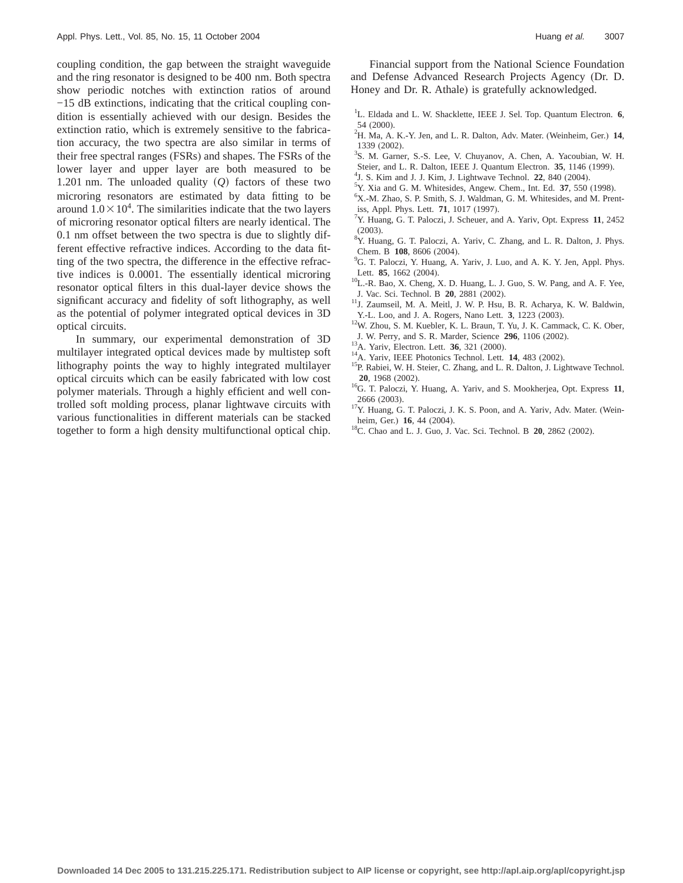coupling condition, the gap between the straight waveguide and the ring resonator is designed to be 400 nm. Both spectra show periodic notches with extinction ratios of around −15 dB extinctions, indicating that the critical coupling condition is essentially achieved with our design. Besides the extinction ratio, which is extremely sensitive to the fabrication accuracy, the two spectra are also similar in terms of their free spectral ranges (FSRs) and shapes. The FSRs of the lower layer and upper layer are both measured to be 1.201 nm. The unloaded quality $(Q)$ factors of these two microring resonators are estimated by data fitting to be around $1.0 \times 10^4$. The similarities indicate that the two layers of microring resonator optical filters are nearly identical. The 0.1 nm offset between the two spectra is due to slightly different effective refractive indices. According to the data fitting of the two spectra, the difference in the effective refractive indices is 0.0001. The essentially identical microring resonator optical filters in this dual-layer device shows the significant accuracy and fidelity of soft lithography, as well as the potential of polymer integrated optical devices in 3D optical circuits.

In summary, our experimental demonstration of 3D multilayer integrated optical devices made by multistep soft lithography points the way to highly integrated multilayer optical circuits which can be easily fabricated with low cost polymer materials. Through a highly efficient and well controlled soft molding process, planar lightwave circuits with various functionalities in different materials can be stacked together to form a high density multifunctional optical chip.

Financial support from the National Science Foundation and Defense Advanced Research Projects Agency (Dr. D. Honey and Dr. R. Athale) is gratefully acknowledged.

[1] L. Eldada and L. W. Shacklette, IEEE J. Sel. Top. Quantum Electron. **6**, 54 (2000).
[2] H. Ma, A. K.-Y. Jen, and L. R. Dalton, Adv. Mater. (Weinheim, Ger.) **14**, 1339 (2002).
[3] S. M. Garner, S.-S. Lee, V. Chuyanov, A. Chen, A. Yacoubian, W. H. Steier, and L. R. Dalton, IEEE J. Quantum Electron. **35**, 1146 (1999).
[4] J. S. Kim and J. J. Kim, J. Lightwave Technol. **22**, 840 (2004).
[5] Y. Xia and G. M. Whitesides, Angew. Chem., Int. Ed. **37**, 550 (1998).
[6] X.-M. Zhao, S. P. Smith, S. J. Waldman, G. M. Whitesides, and M. Prentiss, Appl. Phys. Lett. **71**, 1017 (1997).
[7] Y. Huang, G. T. Paloczi, J. Scheuer, and A. Yariv, Opt. Express **11**, 2452 (2003).
[8] Y. Huang, G. T. Paloczi, A. Yariv, C. Zhang, and L. R. Dalton, J. Phys. Chem. B **108**, 8606 (2004).
[9] G. T. Paloczi, Y. Huang, A. Yariv, J. Luo, and A. K. Y. Jen, Appl. Phys. Lett. **85**, 1662 (2004).
[10] L.-R. Bao, X. Cheng, X. D. Huang, L. J. Guo, S. W. Pang, and A. F. Yee, J. Vac. Sci. Technol. B **20**, 2881 (2002).
[11] J. Zaumseil, M. A. Meitl, J. W. P. Hsu, B. R. Acharya, K. W. Baldwin, Y.-L. Loo, and J. A. Rogers, Nano Lett. **3**, 1223 (2003).
[12] W. Zhou, S. M. Kuebler, K. L. Braun, T. Yu, J. K. Cammack, C. K. Ober, J. W. Perry, and S. R. Marder, Science **296**, 1106 (2002).
[13] A. Yariv, Electron. Lett. **36**, 321 (2000).
[14] A. Yariv, IEEE Photonics Technol. Lett. **14**, 483 (2002).
[15] P. Rabiei, W. H. Steier, C. Zhang, and L. R. Dalton, J. Lightwave Technol. **20**, 1968 (2002).
[16] G. T. Paloczi, Y. Huang, A. Yariv, and S. Mookherjea, Opt. Express **11**, 2666 (2003).
[17] Y. Huang, G. T. Paloczi, J. K. S. Poon, and A. Yariv, Adv. Mater. (Weinheim, Ger.) **16**, 44 (2004).
[18] C. Chao and L. J. Guo, J. Vac. Sci. Technol. B **20**, 2862 (2002).